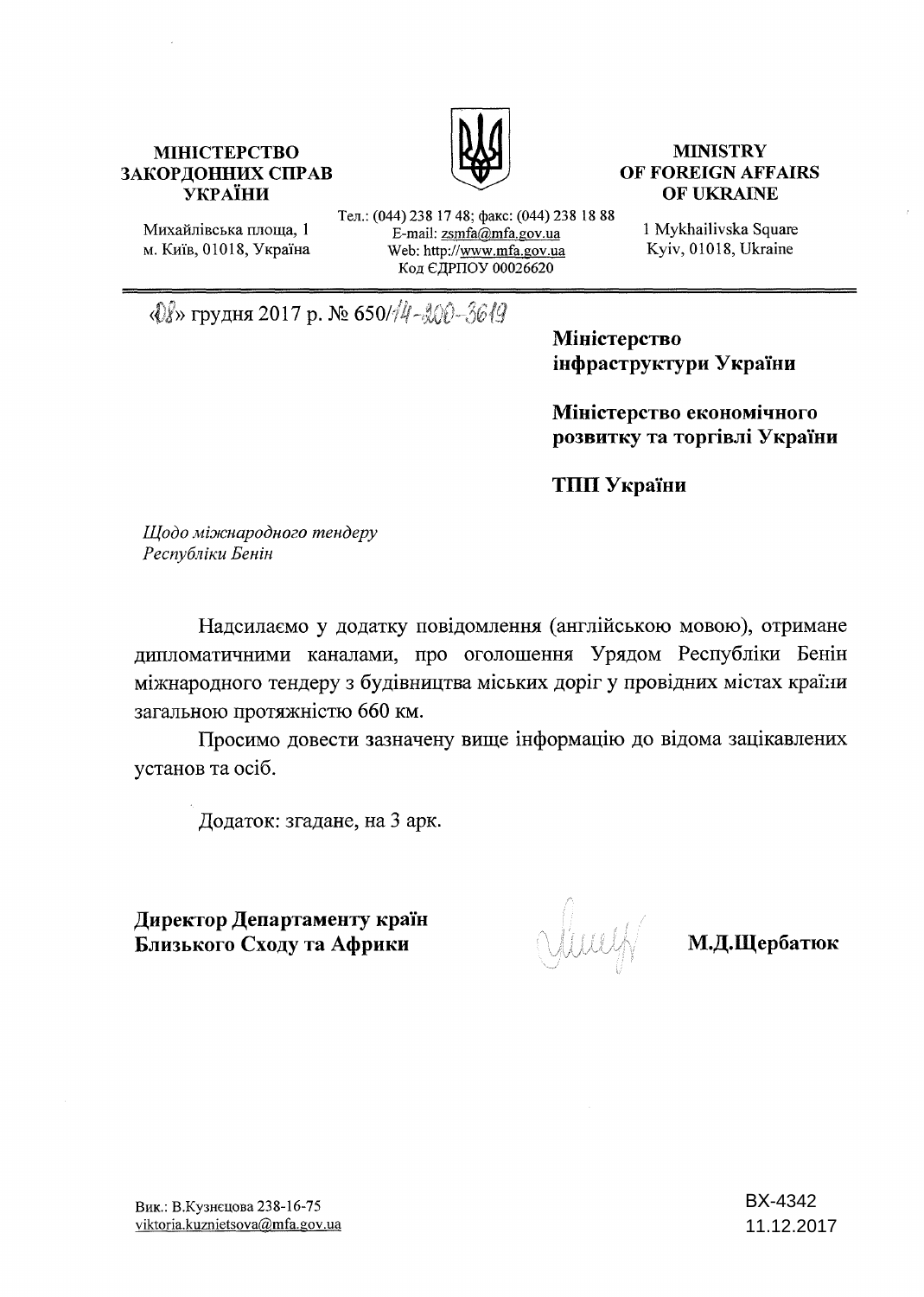**МІНІСТЕРСТВО ЗАКОРДОННИХ СПРАВ УКРАЇНИ**

Михайлівська площа, 1
м. Київ, 01018, Україна

Тел.: (044) 238 17 48; факс: (044) 238 18 88
E-mail: zsmfa@mfa.gov.ua
Web: http://www.mfa.gov.ua
Код ЄДРПОУ 00026620

**MINISTRY OF FOREIGN AFFAIRS OF UKRAINE**

1 Mykhailivska Square
Kyiv, 01018, Ukraine

«08» грудня 2017 р. № 650/14-300-3619

**Міністерство інфраструктури України**

**Міністерство економічного розвитку та торгівлі України**

**ТПП України**

*Щодо міжнародного тендеру Республіки Бенін*

Надсилаємо у додатку повідомлення (англійською мовою), отримане дипломатичними каналами, про оголошення Урядом Республіки Бенін міжнародного тендеру з будівництва міських доріг у провідних містах країни загальною протяжністю 660 км.

Просимо довести зазначену вище інформацію до відома зацікавлених установ та осіб.

Додаток: згадане, на 3 арк.

**Директор Департаменту країн Близького Сходу та Африки** **М.Д.Щербатюк**

Вик.: В.Кузнєцова 238-16-75
viktoria.kuznietsova@mfa.gov.ua

ВХ-4342
11.12.2017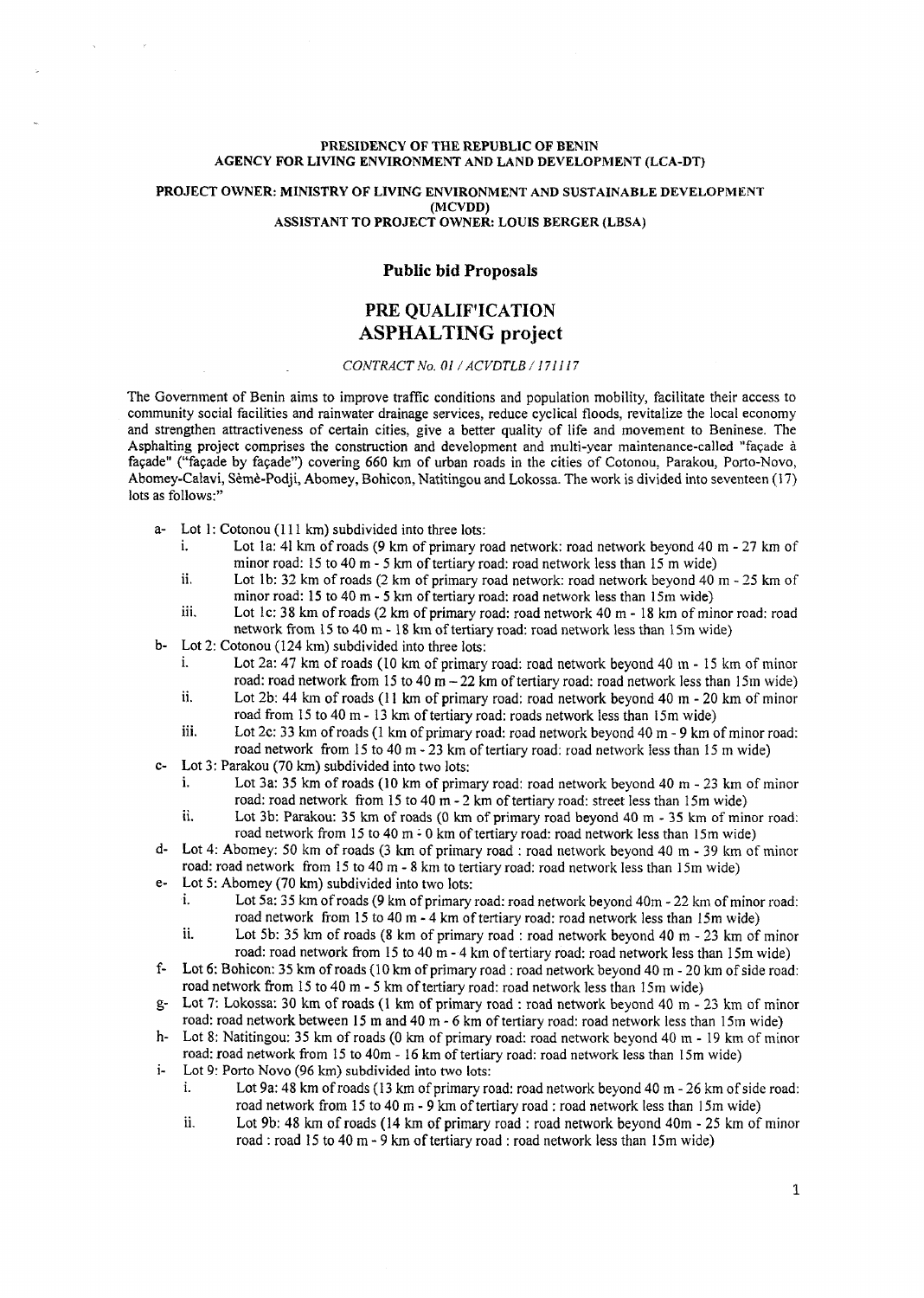PRESIDENCY OF THE REPUBLIC OF BENIN
AGENCY FOR LIVING ENVIRONMENT AND LAND DEVELOPMENT (LCA-DT)

PROJECT OWNER: MINISTRY OF LIVING ENVIRONMENT AND SUSTAINABLE DEVELOPMENT (MCVDD)
ASSISTANT TO PROJECT OWNER: LOUIS BERGER (LBSA)

## Public bid Proposals

# PRE QUALIFICATION
# ASPHALTING project

*CONTRACT No. 01 / ACVDTLB / 171117*

The Government of Benin aims to improve traffic conditions and population mobility, facilitate their access to community social facilities and rainwater drainage services, reduce cyclical floods, revitalize the local economy and strengthen attractiveness of certain cities, give a better quality of life and movement to Beninese. The Asphalting project comprises the construction and development and multi-year maintenance-called "façade à façade" ("façade by façade") covering 660 km of urban roads in the cities of Cotonou, Parakou, Porto-Novo, Abomey-Calavi, Sèmè-Podji, Abomey, Bohicon, Natitingou and Lokossa. The work is divided into seventeen (17) lots as follows:"

- a- Lot 1: Cotonou (111 km) subdivided into three lots:
  - i. Lot 1a: 41 km of roads (9 km of primary road network: road network beyond 40 m - 27 km of minor road: 15 to 40 m - 5 km of tertiary road: road network less than 15 m wide)
  - ii. Lot 1b: 32 km of roads (2 km of primary road network: road network beyond 40 m - 25 km of minor road: 15 to 40 m - 5 km of tertiary road: road network less than 15m wide)
  - iii. Lot 1c: 38 km of roads (2 km of primary road: road network 40 m - 18 km of minor road: road network from 15 to 40 m - 18 km of tertiary road: road network less than 15m wide)
- b- Lot 2: Cotonou (124 km) subdivided into three lots:
  - i. Lot 2a: 47 km of roads (10 km of primary road: road network beyond 40 m - 15 km of minor road: road network from 15 to 40 m – 22 km of tertiary road: road network less than 15m wide)
  - ii. Lot 2b: 44 km of roads (11 km of primary road: road network beyond 40 m - 20 km of minor road from 15 to 40 m - 13 km of tertiary road: roads network less than 15m wide)
  - iii. Lot 2c: 33 km of roads (1 km of primary road: road network beyond 40 m - 9 km of minor road: road network from 15 to 40 m - 23 km of tertiary road: road network less than 15 m wide)
- c- Lot 3: Parakou (70 km) subdivided into two lots:
  - i. Lot 3a: 35 km of roads (10 km of primary road: road network beyond 40 m - 23 km of minor road: road network from 15 to 40 m - 2 km of tertiary road: street less than 15m wide)
  - ii. Lot 3b: Parakou: 35 km of roads (0 km of primary road beyond 40 m - 35 km of minor road: road network from 15 to 40 m - 0 km of tertiary road: road network less than 15m wide)
- d- Lot 4: Abomey: 50 km of roads (3 km of primary road : road network beyond 40 m - 39 km of minor road: road network from 15 to 40 m - 8 km to tertiary road: road network less than 15m wide)
- e- Lot 5: Abomey (70 km) subdivided into two lots:
  - i. Lot 5a: 35 km of roads (9 km of primary road: road network beyond 40m - 22 km of minor road: road network from 15 to 40 m - 4 km of tertiary road: road network less than 15m wide)
  - ii. Lot 5b: 35 km of roads (8 km of primary road : road network beyond 40 m - 23 km of minor road: road network from 15 to 40 m - 4 km of tertiary road: road network less than 15m wide)
- f- Lot 6: Bohicon: 35 km of roads (10 km of primary road : road network beyond 40 m - 20 km of side road: road network from 15 to 40 m - 5 km of tertiary road: road network less than 15m wide)
- g- Lot 7: Lokossa: 30 km of roads (1 km of primary road : road network beyond 40 m - 23 km of minor road: road network between 15 m and 40 m - 6 km of tertiary road: road network less than 15m wide)
- h- Lot 8: Natitingou: 35 km of roads (0 km of primary road: road network beyond 40 m - 19 km of minor road: road network from 15 to 40m - 16 km of tertiary road: road network less than 15m wide)
- i- Lot 9: Porto Novo (96 km) subdivided into two lots:
  - i. Lot 9a: 48 km of roads (13 km of primary road: road network beyond 40 m - 26 km of side road: road network from 15 to 40 m - 9 km of tertiary road : road network less than 15m wide)
  - ii. Lot 9b: 48 km of roads (14 km of primary road : road network beyond 40m - 25 km of minor road : road 15 to 40 m - 9 km of tertiary road : road network less than 15m wide)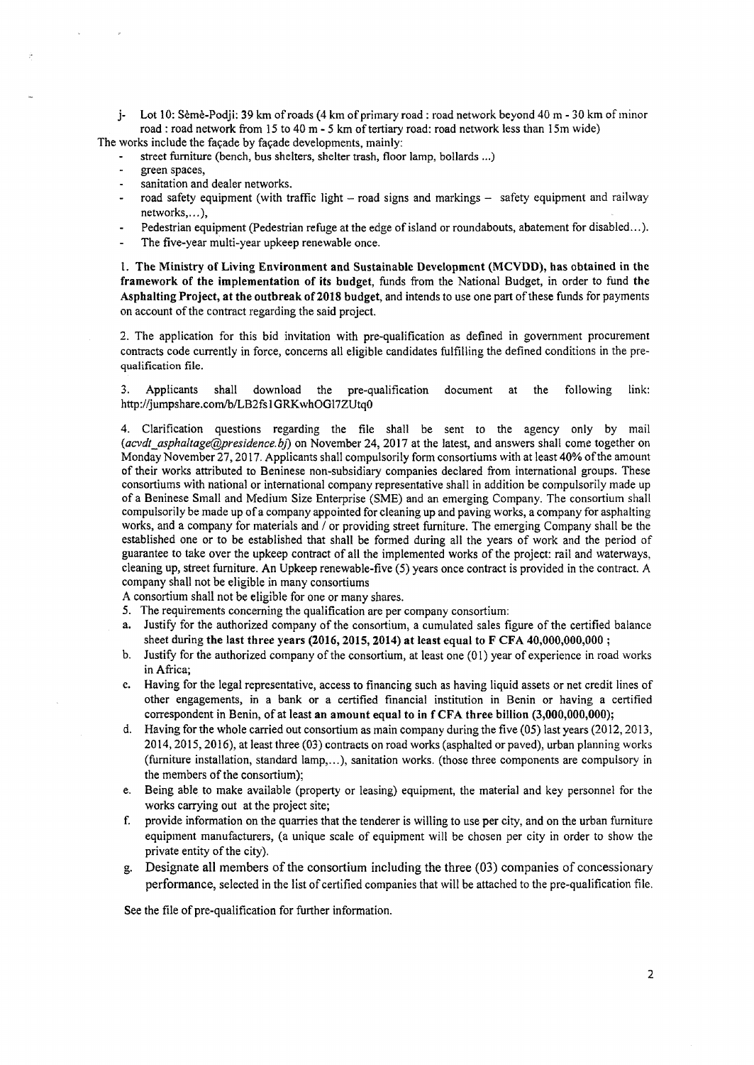j- Lot 10: Sèmè-Podji: 39 km of roads (4 km of primary road : road network beyond 40 m - 30 km of minor road : road network from 15 to 40 m - 5 km of tertiary road: road network less than 15m wide)

The works include the façade by façade developments, mainly:

- street furniture (bench, bus shelters, shelter trash, floor lamp, bollards ...)
- green spaces,
- sanitation and dealer networks.
- road safety equipment (with traffic light – road signs and markings – safety equipment and railway networks,...),
- Pedestrian equipment (Pedestrian refuge at the edge of island or roundabouts, abatement for disabled...).
- The five-year multi-year upkeep renewable once.

1. **The Ministry of Living Environment and Sustainable Development (MCVDD), has obtained in the framework of the implementation of its budget**, funds from the National Budget, in order to fund **the Asphalting Project, at the outbreak of 2018 budget**, and intends to use one part of these funds for payments on account of the contract regarding the said project.

2. The application for this bid invitation with pre-qualification as defined in government procurement contracts code currently in force, concerns all eligible candidates fulfilling the defined conditions in the pre-qualification file.

3. Applicants shall download the pre-qualification document at the following link: http://jumpshare.com/b/LB2fs1GRKwhOGl7ZUtq0

4. Clarification questions regarding the file shall be sent to the agency only by mail (*acvdt_asphaltage@presidence.bj*) on November 24, 2017 at the latest, and answers shall come together on Monday November 27, 2017. Applicants shall compulsorily form consortiums with at least 40% of the amount of their works attributed to Beninese non-subsidiary companies declared from international groups. These consortiums with national or international company representative shall in addition be compulsorily made up of a Beninese Small and Medium Size Enterprise (SME) and an emerging Company. The consortium shall compulsorily be made up of a company appointed for cleaning up and paving works, a company for asphalting works, and a company for materials and / or providing street furniture. The emerging Company shall be the established one or to be established that shall be formed during all the years of work and the period of guarantee to take over the upkeep contract of all the implemented works of the project: rail and waterways, cleaning up, street furniture. An Upkeep renewable-five (5) years once contract is provided in the contract. A company shall not be eligible in many consortiums

A consortium shall not be eligible for one or many shares.

5. The requirements concerning the qualification are per company consortium:

a. Justify for the authorized company of the consortium, a cumulated sales figure of the certified balance sheet during **the last three years (2016, 2015, 2014) at least equal to F CFA 40,000,000,000** ;

b. Justify for the authorized company of the consortium, at least one (01) year of experience in road works in Africa;

c. Having for the legal representative, access to financing such as having liquid assets or net credit lines of other engagements, in a bank or a certified financial institution in Benin or having a certified correspondent in Benin, of at **least an amount equal to in f CFA three billion (3,000,000,000);**

d. Having for the whole carried out consortium as main company during the five (05) last years (2012, 2013, 2014, 2015, 2016), at least three (03) contracts on road works (asphalted or paved), urban planning works (furniture installation, standard lamp,...), sanitation works. (those three components are compulsory in the members of the consortium);

e. Being able to make available (property or leasing) equipment, the material and key personnel for the works carrying out at the project site;

f. provide information on the quarries that the tenderer is willing to use per city, and on the urban furniture equipment manufacturers, (a unique scale of equipment will be chosen per city in order to show the private entity of the city).

g. Designate all members of the consortium including the three (03) companies of concessionary performance, selected in the list of certified companies that will be attached to the pre-qualification file.

See the file of pre-qualification for further information.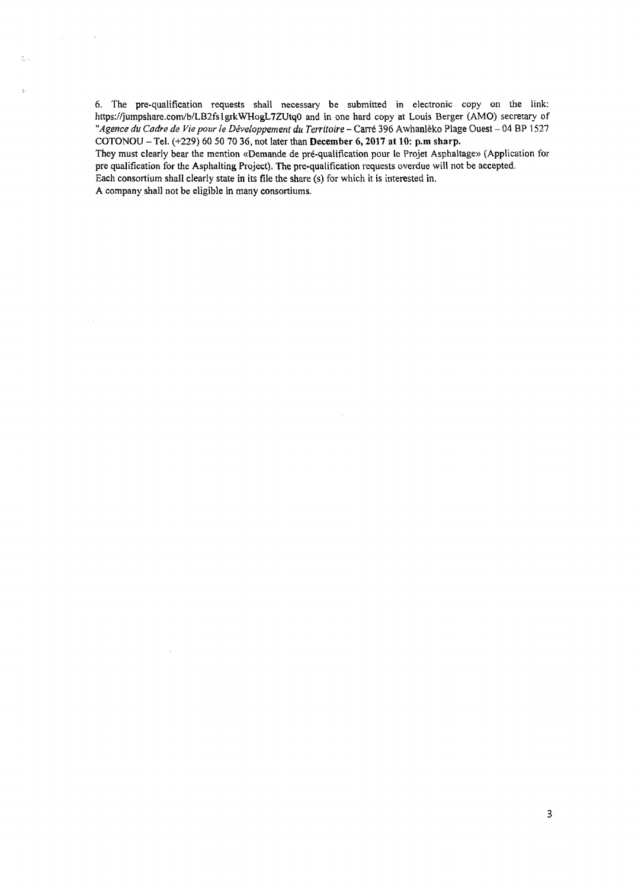6. The **pre-qualification** requests shall necessary be submitted in electronic copy on the link: https://jumpshare.com/b/LB2fs1grkWHogL7ZUtq0 and in one hard copy at Louis Berger (AMO) secretary of *"Agence du Cadre de Vie pour le Développement du Territoire* – Carré 396 Awhanlèko Plage Ouest – 04 BP 1527 COTONOU – Tel. (+229) 60 50 70 36, not later than **December 6, 2017 at 10: p.m sharp.**

They must clearly bear the mention «Demande de pré-qualification pour le Projet Asphaltage» (Application for pre qualification for the Asphalting Project). The pre-qualification requests overdue will not be accepted.

Each consortium shall clearly state in its file the share (s) for which it is interested in.

A company shall not be eligible in many consortiums.